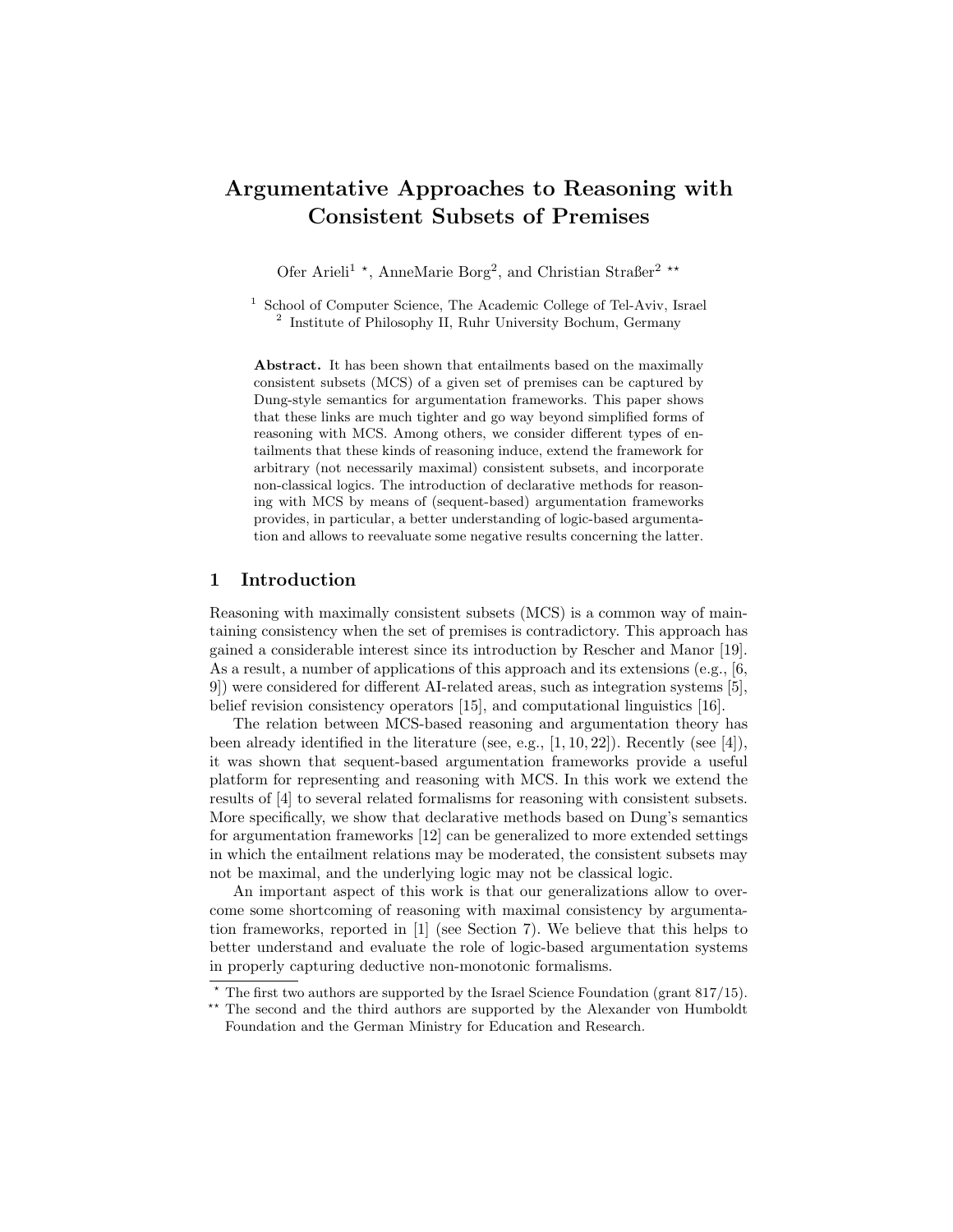# Argumentative Approaches to Reasoning with Consistent Subsets of Premises

Ofer Arieli[1] *, AnneMarie Borg[2], and Christian Straßer[2] **

[1] School of Computer Science, The Academic College of Tel-Aviv, Israel
[2] Institute of Philosophy II, Ruhr University Bochum, Germany

**Abstract.** It has been shown that entailments based on the maximally consistent subsets (MCS) of a given set of premises can be captured by Dung-style semantics for argumentation frameworks. This paper shows that these links are much tighter and go way beyond simplified forms of reasoning with MCS. Among others, we consider different types of entailments that these kinds of reasoning induce, extend the framework for arbitrary (not necessarily maximal) consistent subsets, and incorporate non-classical logics. The introduction of declarative methods for reasoning with MCS by means of (sequent-based) argumentation frameworks provides, in particular, a better understanding of logic-based argumentation and allows to reevaluate some negative results concerning the latter.

## 1 Introduction

Reasoning with maximally consistent subsets (MCS) is a common way of maintaining consistency when the set of premises is contradictory. This approach has gained a considerable interest since its introduction by Rescher and Manor [19]. As a result, a number of applications of this approach and its extensions (e.g., [6, 9]) were considered for different AI-related areas, such as integration systems [5], belief revision consistency operators [15], and computational linguistics [16].

The relation between MCS-based reasoning and argumentation theory has been already identified in the literature (see, e.g., [1, 10, 22]). Recently (see [4]), it was shown that sequent-based argumentation frameworks provide a useful platform for representing and reasoning with MCS. In this work we extend the results of [4] to several related formalisms for reasoning with consistent subsets. More specifically, we show that declarative methods based on Dung's semantics for argumentation frameworks [12] can be generalized to more extended settings in which the entailment relations may be moderated, the consistent subsets may not be maximal, and the underlying logic may not be classical logic.

An important aspect of this work is that our generalizations allow to overcome some shortcoming of reasoning with maximal consistency by argumentation frameworks, reported in [1] (see Section 7). We believe that this helps to better understand and evaluate the role of logic-based argumentation systems in properly capturing deductive non-monotonic formalisms.

---

* The first two authors are supported by the Israel Science Foundation (grant 817/15).

** The second and the third authors are supported by the Alexander von Humboldt Foundation and the German Ministry for Education and Research.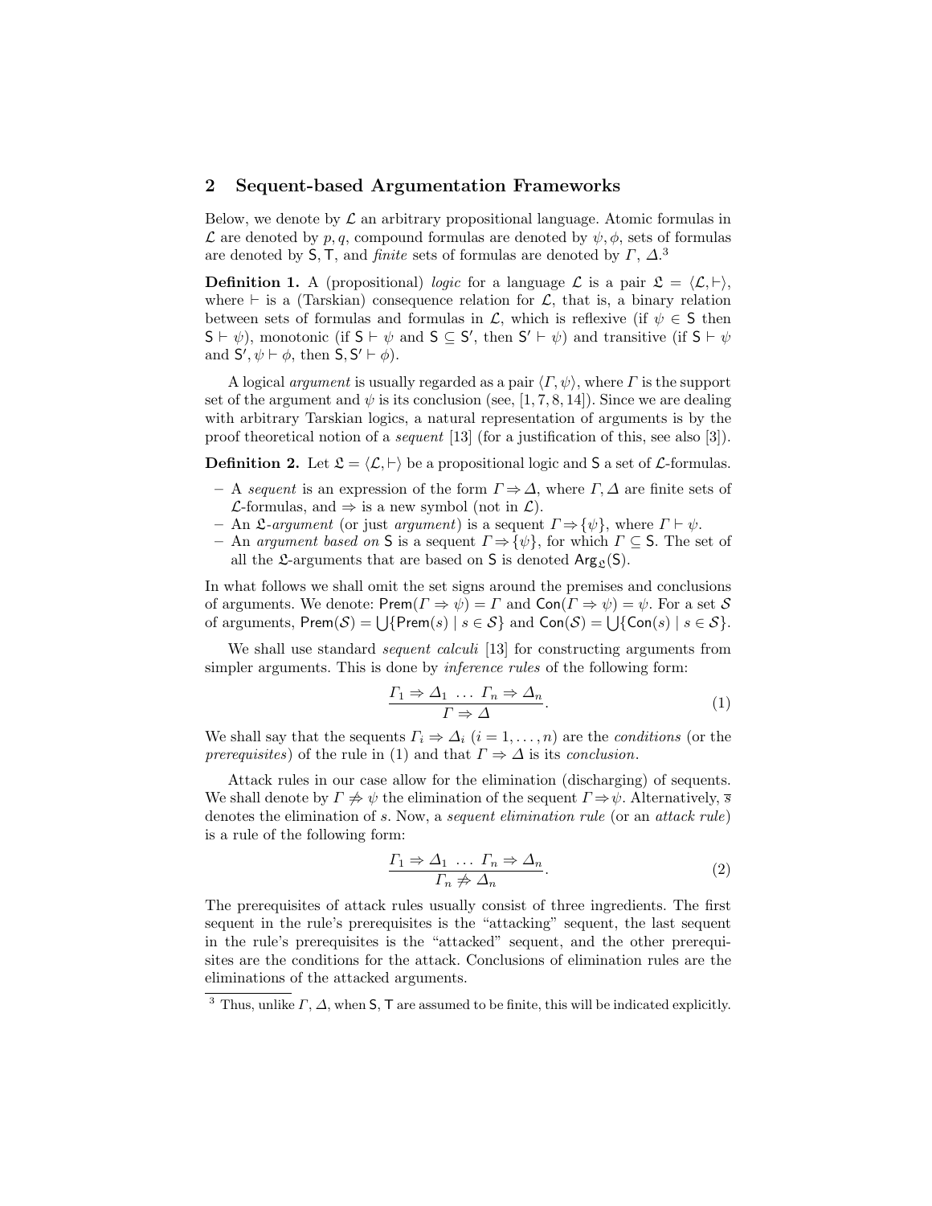## 2 Sequent-based Argumentation Frameworks

Below, we denote by $\mathcal{L}$ an arbitrary propositional language. Atomic formulas in $\mathcal{L}$ are denoted by $p, q$, compound formulas are denoted by $\psi, \phi$, sets of formulas are denoted by $\mathsf{S}, \mathsf{T}$, and *finite* sets of formulas are denoted by $\Gamma$, $\Delta$.[3]

**Definition 1.** A (propositional) *logic* for a language $\mathcal{L}$ is a pair $\mathfrak{L} = \langle \mathcal{L}, \vdash \rangle$, where $\vdash$ is a (Tarskian) consequence relation for $\mathcal{L}$, that is, a binary relation between sets of formulas and formulas in $\mathcal{L}$, which is reflexive (if $\psi \in \mathsf{S}$ then $\mathsf{S} \vdash \psi$), monotonic (if $\mathsf{S} \vdash \psi$ and $\mathsf{S} \subseteq \mathsf{S}'$, then $\mathsf{S}' \vdash \psi$) and transitive (if $\mathsf{S} \vdash \psi$ and $\mathsf{S}', \psi \vdash \phi$, then $\mathsf{S}, \mathsf{S}' \vdash \phi$).

A logical *argument* is usually regarded as a pair $\langle \Gamma, \psi \rangle$, where $\Gamma$ is the support set of the argument and $\psi$ is its conclusion (see, [1, 7, 8, 14]). Since we are dealing with arbitrary Tarskian logics, a natural representation of arguments is by the proof theoretical notion of a *sequent* [13] (for a justification of this, see also [3]).

**Definition 2.** Let $\mathfrak{L} = \langle \mathcal{L}, \vdash \rangle$ be a propositional logic and $\mathsf{S}$ a set of $\mathcal{L}$-formulas.

- A *sequent* is an expression of the form $\Gamma \Rightarrow \Delta$, where $\Gamma, \Delta$ are finite sets of $\mathcal{L}$-formulas, and $\Rightarrow$ is a new symbol (not in $\mathcal{L}$).
- An $\mathfrak{L}$-*argument* (or just *argument*) is a sequent $\Gamma \Rightarrow \{\psi\}$, where $\Gamma \vdash \psi$.
- An *argument based on* $\mathsf{S}$ is a sequent $\Gamma \Rightarrow \{\psi\}$, for which $\Gamma \subseteq \mathsf{S}$. The set of all the $\mathfrak{L}$-arguments that are based on $\mathsf{S}$ is denoted $\mathsf{Arg}_{\mathfrak{L}}(\mathsf{S})$.

In what follows we shall omit the set signs around the premises and conclusions of arguments. We denote: $\mathsf{Prem}(\Gamma \Rightarrow \psi) = \Gamma$ and $\mathsf{Con}(\Gamma \Rightarrow \psi) = \psi$. For a set $\mathcal{S}$ of arguments, $\mathsf{Prem}(\mathcal{S}) = \bigcup\{\mathsf{Prem}(s) \mid s \in \mathcal{S}\}$ and $\mathsf{Con}(\mathcal{S}) = \bigcup\{\mathsf{Con}(s) \mid s \in \mathcal{S}\}$.

We shall use standard *sequent calculi* [13] for constructing arguments from simpler arguments. This is done by *inference rules* of the following form:

$$\frac{\Gamma_1 \Rightarrow \Delta_1 \ \ldots \ \Gamma_n \Rightarrow \Delta_n}{\Gamma \Rightarrow \Delta}. \tag{1}$$

We shall say that the sequents $\Gamma_i \Rightarrow \Delta_i$ $(i = 1, \ldots, n)$ are the *conditions* (or the *prerequisites*) of the rule in (1) and that $\Gamma \Rightarrow \Delta$ is its *conclusion*.

Attack rules in our case allow for the elimination (discharging) of sequents. We shall denote by $\Gamma \not\Rightarrow \psi$ the elimination of the sequent $\Gamma \Rightarrow \psi$. Alternatively, $\overline{s}$ denotes the elimination of $s$. Now, a *sequent elimination rule* (or an *attack rule*) is a rule of the following form:

$$\frac{\Gamma_1 \Rightarrow \Delta_1 \ \ldots \ \Gamma_n \Rightarrow \Delta_n}{\Gamma_n \not\Rightarrow \Delta_n}. \tag{2}$$

The prerequisites of attack rules usually consist of three ingredients. The first sequent in the rule's prerequisites is the "attacking" sequent, the last sequent in the rule's prerequisites is the "attacked" sequent, and the other prerequisites are the conditions for the attack. Conclusions of elimination rules are the eliminations of the attacked arguments.

[3] Thus, unlike $\Gamma$, $\Delta$, when $\mathsf{S}, \mathsf{T}$ are assumed to be finite, this will be indicated explicitly.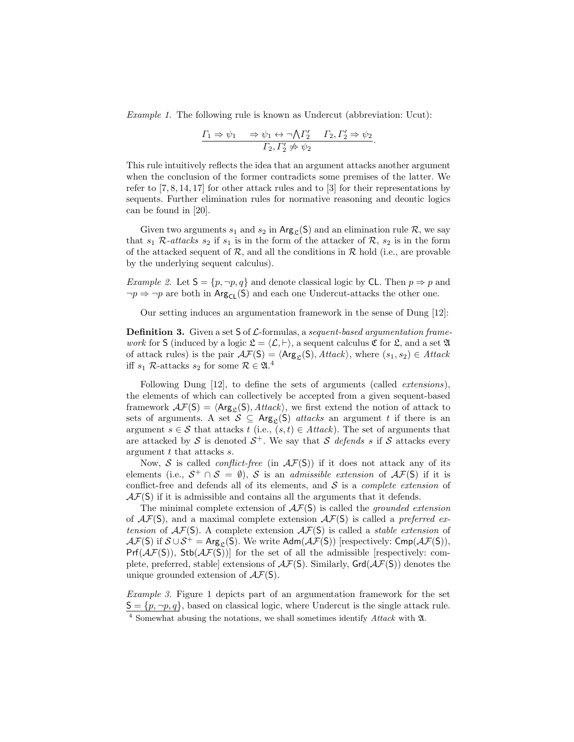*Example 1.* The following rule is known as Undercut (abbreviation: Ucut):

$$\frac{\Gamma_1 \Rightarrow \psi_1 \quad \Rightarrow \psi_1 \leftrightarrow \neg \bigwedge \Gamma_2' \quad \Gamma_2, \Gamma_2' \Rightarrow \psi_2}{\Gamma_2, \Gamma_2' \not\Rightarrow \psi_2}.$$

This rule intuitively reflects the idea that an argument attacks another argument when the conclusion of the former contradicts some premises of the latter. We refer to [7, 8, 14, 17] for other attack rules and to [3] for their representations by sequents. Further elimination rules for normative reasoning and deontic logics can be found in [20].

Given two arguments $s_1$ and $s_2$ in $\mathsf{Arg}_{\mathfrak{L}}(\mathsf{S})$ and an elimination rule $\mathcal{R}$, we say that $s_1$ *$\mathcal{R}$-attacks* $s_2$ if $s_1$ is in the form of the attacker of $\mathcal{R}$, $s_2$ is in the form of the attacked sequent of $\mathcal{R}$, and all the conditions in $\mathcal{R}$ hold (i.e., are provable by the underlying sequent calculus).

*Example 2.* Let $\mathsf{S} = \{p, \neg p, q\}$ and denote classical logic by $\mathsf{CL}$. Then $p \Rightarrow p$ and $\neg p \Rightarrow \neg p$ are both in $\mathsf{Arg}_{\mathsf{CL}}(\mathsf{S})$ and each one Undercut-attacks the other one.

Our setting induces an argumentation framework in the sense of Dung [12]:

**Definition 3.** Given a set $\mathsf{S}$ of $\mathcal{L}$-formulas, a *sequent-based argumentation framework* for $\mathsf{S}$ (induced by a logic $\mathfrak{L} = \langle \mathcal{L}, \vdash \rangle$, a sequent calculus $\mathfrak{C}$ for $\mathfrak{L}$, and a set $\mathfrak{A}$ of attack rules) is the pair $\mathcal{AF}(\mathsf{S}) = \langle \mathsf{Arg}_{\mathfrak{L}}(\mathsf{S}), Attack \rangle$, where $(s_1, s_2) \in Attack$ iff $s_1$ $\mathcal{R}$-attacks $s_2$ for some $\mathcal{R} \in \mathfrak{A}$.[4]

Following Dung [12], to define the sets of arguments (called *extensions*), the elements of which can collectively be accepted from a given sequent-based framework $\mathcal{AF}(\mathsf{S}) = \langle \mathsf{Arg}_{\mathfrak{L}}(\mathsf{S}), Attack \rangle$, we first extend the notion of attack to sets of arguments. A set $\mathcal{S} \subseteq \mathsf{Arg}_{\mathfrak{L}}(\mathsf{S})$ *attacks* an argument $t$ if there is an argument $s \in \mathcal{S}$ that attacks $t$ (i.e., $(s, t) \in Attack$). The set of arguments that are attacked by $\mathcal{S}$ is denoted $\mathcal{S}^+$. We say that $\mathcal{S}$ *defends* $s$ if $\mathcal{S}$ attacks every argument $t$ that attacks $s$.

Now, $\mathcal{S}$ is called *conflict-free* (in $\mathcal{AF}(\mathsf{S})$) if it does not attack any of its elements (i.e., $\mathcal{S}^+ \cap \mathcal{S} = \emptyset$), $\mathcal{S}$ is an *admissible extension* of $\mathcal{AF}(\mathsf{S})$ if it is conflict-free and defends all of its elements, and $\mathcal{S}$ is a *complete extension* of $\mathcal{AF}(\mathsf{S})$ if it is admissible and contains all the arguments that it defends.

The minimal complete extension of $\mathcal{AF}(\mathsf{S})$ is called the *grounded extension* of $\mathcal{AF}(\mathsf{S})$, and a maximal complete extension $\mathcal{AF}(\mathsf{S})$ is called a *preferred extension* of $\mathcal{AF}(\mathsf{S})$. A complete extension $\mathcal{AF}(\mathsf{S})$ is called a *stable extension* of $\mathcal{AF}(\mathsf{S})$ if $\mathcal{S} \cup \mathcal{S}^+ = \mathsf{Arg}_{\mathfrak{L}}(\mathsf{S})$. We write $\mathsf{Adm}(\mathcal{AF}(\mathsf{S}))$ [respectively: $\mathsf{Cmp}(\mathcal{AF}(\mathsf{S}))$, $\mathsf{Prf}(\mathcal{AF}(\mathsf{S}))$, $\mathsf{Stb}(\mathcal{AF}(\mathsf{S}))$] for the set of all the admissible [respectively: complete, preferred, stable] extensions of $\mathcal{AF}(\mathsf{S})$. Similarly, $\mathsf{Grd}(\mathcal{AF}(\mathsf{S}))$ denotes the unique grounded extension of $\mathcal{AF}(\mathsf{S})$.

*Example 3.* Figure 1 depicts part of an argumentation framework for the set $\mathsf{S} = \{p, \neg p, q\}$, based on classical logic, where Undercut is the single attack rule.

[4] Somewhat abusing the notations, we shall sometimes identify *Attack* with $\mathfrak{A}$.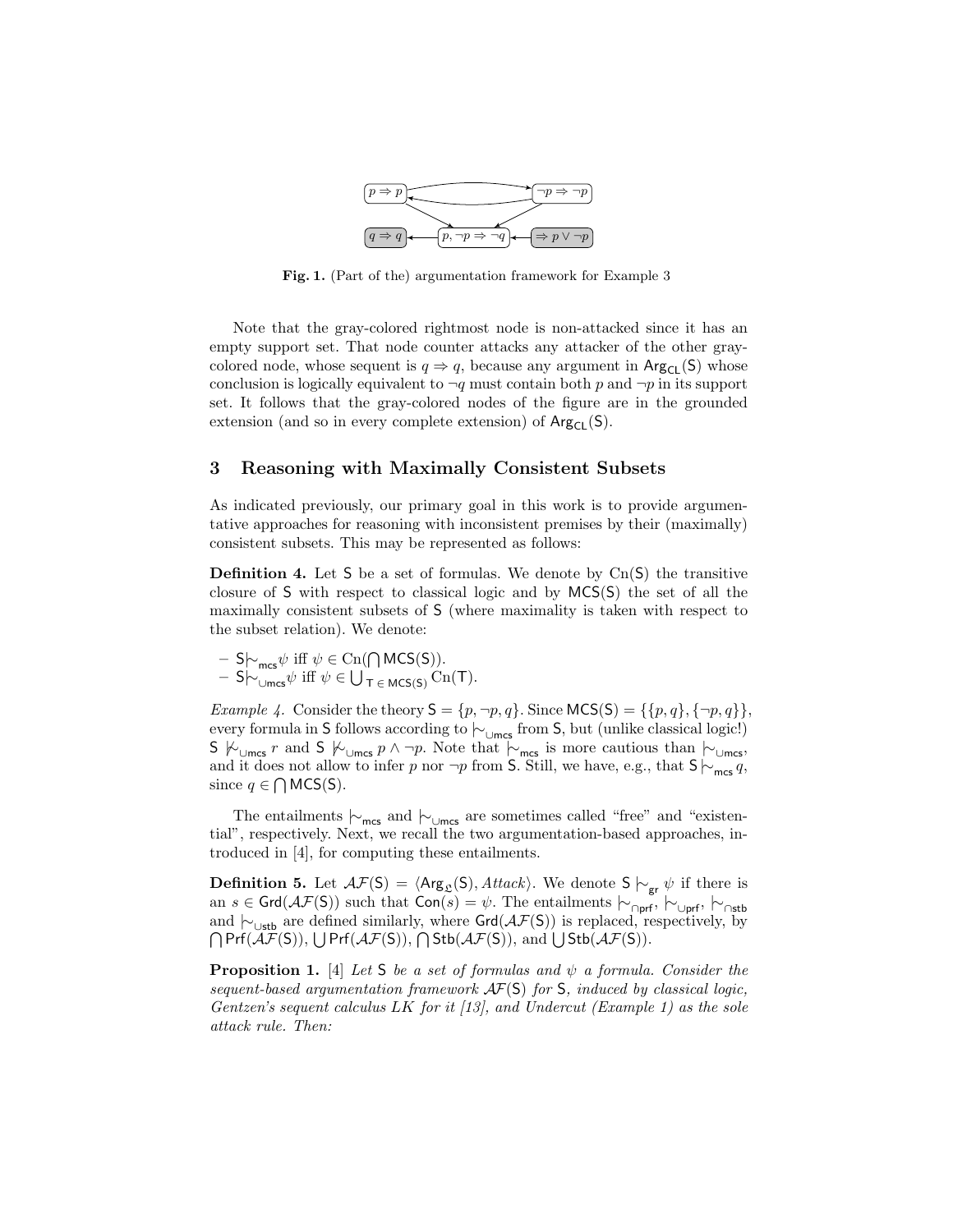Fig. 1. (Part of the) argumentation framework for Example 3

Note that the gray-colored rightmost node is non-attacked since it has an empty support set. That node counter attacks any attacker of the other gray-colored node, whose sequent is $q \Rightarrow q$, because any argument in $\mathsf{Arg}_{\mathsf{CL}}(\mathsf{S})$ whose conclusion is logically equivalent to $\neg q$ must contain both $p$ and $\neg p$ in its support set. It follows that the gray-colored nodes of the figure are in the grounded extension (and so in every complete extension) of $\mathsf{Arg}_{\mathsf{CL}}(\mathsf{S})$.

## 3 Reasoning with Maximally Consistent Subsets

As indicated previously, our primary goal in this work is to provide argumentative approaches for reasoning with inconsistent premises by their (maximally) consistent subsets. This may be represented as follows:

**Definition 4.** Let $\mathsf{S}$ be a set of formulas. We denote by $\mathrm{Cn}(\mathsf{S})$ the transitive closure of $\mathsf{S}$ with respect to classical logic and by $\mathsf{MCS}(\mathsf{S})$ the set of all the maximally consistent subsets of $\mathsf{S}$ (where maximality is taken with respect to the subset relation). We denote:

- $\mathsf{S} \mid\!\sim_{\mathsf{mcs}} \psi$ iff $\psi \in \mathrm{Cn}(\bigcap \mathsf{MCS}(\mathsf{S}))$.
- $\mathsf{S} \mid\!\sim_{\cup\mathsf{mcs}} \psi$ iff $\psi \in \bigcup_{\mathsf{T} \in \mathsf{MCS}(\mathsf{S})} \mathrm{Cn}(\mathsf{T})$.

*Example 4.* Consider the theory $\mathsf{S} = \{p, \neg p, q\}$. Since $\mathsf{MCS}(\mathsf{S}) = \{\{p, q\}, \{\neg p, q\}\}$, every formula in $\mathsf{S}$ follows according to $\mid\!\sim_{\cup\mathsf{mcs}}$ from $\mathsf{S}$, but (unlike classical logic!) $\mathsf{S} \not\mid\!\sim_{\cup\mathsf{mcs}} r$ and $\mathsf{S} \not\mid\!\sim_{\cup\mathsf{mcs}} p \wedge \neg p$. Note that $\mid\!\sim_{\mathsf{mcs}}$ is more cautious than $\mid\!\sim_{\cup\mathsf{mcs}}$, and it does not allow to infer $p$ nor $\neg p$ from $\mathsf{S}$. Still, we have, e.g., that $\mathsf{S} \mid\!\sim_{\mathsf{mcs}} q$, since $q \in \bigcap \mathsf{MCS}(\mathsf{S})$.

The entailments $\mid\!\sim_{\mathsf{mcs}}$ and $\mid\!\sim_{\cup\mathsf{mcs}}$ are sometimes called "free" and "existential", respectively. Next, we recall the two argumentation-based approaches, introduced in [4], for computing these entailments.

**Definition 5.** Let $\mathcal{AF}(\mathsf{S}) = \langle \mathsf{Arg}_{\mathfrak{L}}(\mathsf{S}), \mathit{Attack} \rangle$. We denote $\mathsf{S} \mid\!\sim_{\mathsf{gr}} \psi$ if there is an $s \in \mathsf{Grd}(\mathcal{AF}(\mathsf{S}))$ such that $\mathsf{Con}(s) = \psi$. The entailments $\mid\!\sim_{\cap\mathsf{prf}}$, $\mid\!\sim_{\cup\mathsf{prf}}$, $\mid\!\sim_{\cap\mathsf{stb}}$ and $\mid\!\sim_{\cup\mathsf{stb}}$ are defined similarly, where $\mathsf{Grd}(\mathcal{AF}(\mathsf{S}))$ is replaced, respectively, by $\bigcap \mathsf{Prf}(\mathcal{AF}(\mathsf{S}))$, $\bigcup \mathsf{Prf}(\mathcal{AF}(\mathsf{S}))$, $\bigcap \mathsf{Stb}(\mathcal{AF}(\mathsf{S}))$, and $\bigcup \mathsf{Stb}(\mathcal{AF}(\mathsf{S}))$.

**Proposition 1.** [4] *Let $\mathsf{S}$ be a set of formulas and $\psi$ a formula. Consider the sequent-based argumentation framework $\mathcal{AF}(\mathsf{S})$ for $\mathsf{S}$, induced by classical logic, Gentzen's sequent calculus LK for it [13], and Undercut (Example 1) as the sole attack rule. Then:*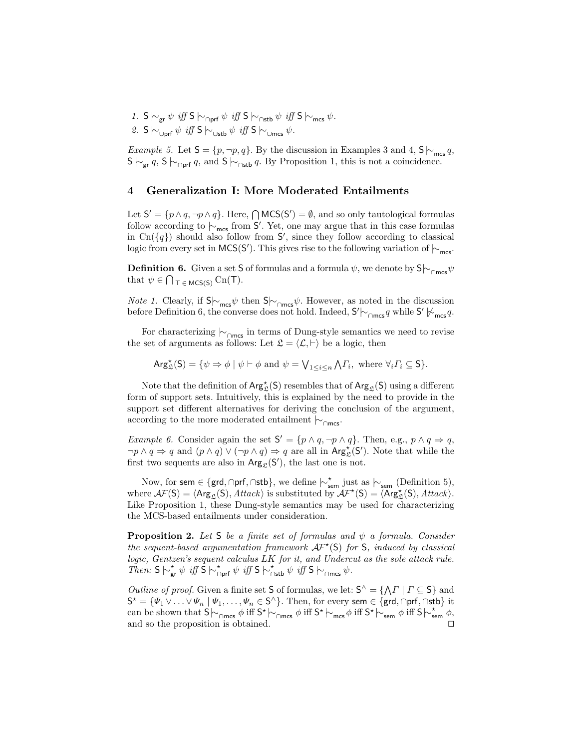1. $\mathsf{S} \mid\!\sim_{\mathsf{gr}} \psi$ *iff* $\mathsf{S} \mid\!\sim_{\cap\mathsf{prf}} \psi$ *iff* $\mathsf{S} \mid\!\sim_{\cap\mathsf{stb}} \psi$ *iff* $\mathsf{S} \mid\!\sim_{\mathsf{mcs}} \psi$.
2. $\mathsf{S} \mid\!\sim_{\cup\mathsf{prf}} \psi$ *iff* $\mathsf{S} \mid\!\sim_{\cup\mathsf{stb}} \psi$ *iff* $\mathsf{S} \mid\!\sim_{\cup\mathsf{mcs}} \psi$.

*Example 5.* Let $\mathsf{S} = \{p, \neg p, q\}$. By the discussion in Examples 3 and 4, $\mathsf{S} \mid\!\sim_{\mathsf{mcs}} q$, $\mathsf{S} \mid\!\sim_{\mathsf{gr}} q$, $\mathsf{S} \mid\!\sim_{\cap\mathsf{prf}} q$, and $\mathsf{S} \mid\!\sim_{\cap\mathsf{stb}} q$. By Proposition 1, this is not a coincidence.

## 4 Generalization I: More Moderated Entailments

Let $\mathsf{S}' = \{p \wedge q, \neg p \wedge q\}$. Here, $\bigcap \mathsf{MCS}(\mathsf{S}') = \emptyset$, and so only tautological formulas follow according to $\mid\!\sim_{\mathsf{mcs}}$ from $\mathsf{S}'$. Yet, one may argue that in this case formulas in $\mathrm{Cn}(\{q\})$ should also follow from $\mathsf{S}'$, since they follow according to classical logic from every set in $\mathsf{MCS}(\mathsf{S}')$. This gives rise to the following variation of $\mid\!\sim_{\mathsf{mcs}}$.

**Definition 6.** Given a set $\mathsf{S}$ of formulas and a formula $\psi$, we denote by $\mathsf{S} \mid\!\sim_{\cap\mathsf{mcs}} \psi$ that $\psi \in \bigcap_{\mathsf{T} \in \mathsf{MCS}(\mathsf{S})} \mathrm{Cn}(\mathsf{T})$.

*Note 1.* Clearly, if $\mathsf{S} \mid\!\sim_{\mathsf{mcs}} \psi$ then $\mathsf{S} \mid\!\sim_{\cap\mathsf{mcs}} \psi$. However, as noted in the discussion before Definition 6, the converse does not hold. Indeed, $\mathsf{S}' \mid\!\sim_{\cap\mathsf{mcs}} q$ while $\mathsf{S}' \not\mid\!\sim_{\mathsf{mcs}} q$.

For characterizing $\mid\!\sim_{\cap\mathsf{mcs}}$ in terms of Dung-style semantics we need to revise the set of arguments as follows: Let $\mathfrak{L} = \langle \mathcal{L}, \vdash \rangle$ be a logic, then

$$\mathsf{Arg}^{\star}_{\mathfrak{L}}(\mathsf{S}) = \{\psi \Rightarrow \phi \mid \psi \vdash \phi \text{ and } \psi = \bigvee_{1 \le i \le n} \bigwedge \Gamma_i, \text{ where } \forall_i \Gamma_i \subseteq \mathsf{S}\}.$$

Note that the definition of $\mathsf{Arg}^{\star}_{\mathfrak{L}}(\mathsf{S})$ resembles that of $\mathsf{Arg}_{\mathfrak{L}}(\mathsf{S})$ using a different form of support sets. Intuitively, this is explained by the need to provide in the support set different alternatives for deriving the conclusion of the argument, according to the more moderated entailment $\mid\!\sim_{\cap\mathsf{mcs}}$.

*Example 6.* Consider again the set $\mathsf{S}' = \{p \wedge q, \neg p \wedge q\}$. Then, e.g., $p \wedge q \Rightarrow q$, $\neg p \wedge q \Rightarrow q$ and $(p \wedge q) \vee (\neg p \wedge q) \Rightarrow q$ are all in $\mathsf{Arg}^{\star}_{\mathfrak{L}}(\mathsf{S}')$. Note that while the first two sequents are also in $\mathsf{Arg}_{\mathfrak{L}}(\mathsf{S}')$, the last one is not.

Now, for $\mathsf{sem} \in \{\mathsf{grd}, \cap\mathsf{prf}, \cap\mathsf{stb}\}$, we define $\mid\!\sim^{\star}_{\mathsf{sem}}$ just as $\mid\!\sim_{\mathsf{sem}}$ (Definition 5), where $\mathcal{AF}(\mathsf{S}) = \langle \mathsf{Arg}_{\mathfrak{L}}(\mathsf{S}), Attack \rangle$ is substituted by $\mathcal{AF}^{\star}(\mathsf{S}) = \langle \mathsf{Arg}^{\star}_{\mathfrak{L}}(\mathsf{S}), Attack \rangle$. Like Proposition 1, these Dung-style semantics may be used for characterizing the MCS-based entailments under consideration.

**Proposition 2.** *Let $\mathsf{S}$ be a finite set of formulas and $\psi$ a formula. Consider the sequent-based argumentation framework $\mathcal{AF}^{\star}(\mathsf{S})$ for $\mathsf{S}$, induced by classical logic, Gentzen's sequent calculus LK for it, and Undercut as the sole attack rule. Then:* $\mathsf{S} \mid\!\sim^{\star}_{\mathsf{gr}} \psi$ *iff* $\mathsf{S} \mid\!\sim^{\star}_{\cap\mathsf{prf}} \psi$ *iff* $\mathsf{S} \mid\!\sim^{\star}_{\cap\mathsf{stb}} \psi$ *iff* $\mathsf{S} \mid\!\sim_{\cap\mathsf{mcs}} \psi$.

*Outline of proof.* Given a finite set $\mathsf{S}$ of formulas, we let: $\mathsf{S}^{\wedge} = \{\bigwedge \Gamma \mid \Gamma \subseteq \mathsf{S}\}$ and $\mathsf{S}^{\star} = \{\Psi_1 \vee \ldots \vee \Psi_n \mid \Psi_1, \ldots, \Psi_n \in \mathsf{S}^{\wedge}\}$. Then, for every $\mathsf{sem} \in \{\mathsf{grd}, \cap\mathsf{prf}, \cap\mathsf{stb}\}$ it can be shown that $\mathsf{S} \mid\!\sim_{\cap\mathsf{mcs}} \phi$ iff $\mathsf{S}^{\star} \mid\!\sim_{\cap\mathsf{mcs}} \phi$ iff $\mathsf{S}^{\star} \mid\!\sim_{\mathsf{mcs}} \phi$ iff $\mathsf{S}^{\star} \mid\!\sim_{\mathsf{sem}} \phi$ iff $\mathsf{S} \mid\!\sim^{\star}_{\mathsf{sem}} \phi$, and so the proposition is obtained. □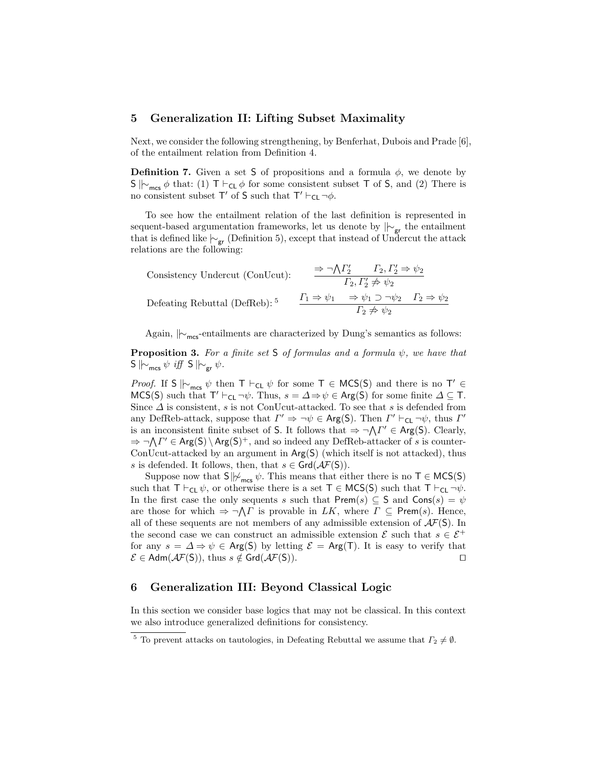## 5 Generalization II: Lifting Subset Maximality

Next, we consider the following strengthening, by Benferhat, Dubois and Prade [6], of the entailment relation from Definition 4.

**Definition 7.** Given a set $\mathsf{S}$ of propositions and a formula $\phi$, we denote by $\mathsf{S} \mathrel{|\!\!\sim}_{\mathsf{mcs}} \phi$ that: (1) $\mathsf{T} \vdash_{\mathsf{CL}} \phi$ for some consistent subset $\mathsf{T}$ of $\mathsf{S}$, and (2) There is no consistent subset $\mathsf{T}'$ of $\mathsf{S}$ such that $\mathsf{T}' \vdash_{\mathsf{CL}} \neg\phi$.

To see how the entailment relation of the last definition is represented in sequent-based argumentation frameworks, let us denote by $\mathrel{|\!\!\sim}_{\mathsf{gr}}$ the entailment that is defined like $\mathrel{|\!\sim}_{\mathsf{gr}}$ (Definition 5), except that instead of Undercut the attack relations are the following:

Consistency Undercut (ConUcut): $\dfrac{\Rightarrow \neg \bigwedge \Gamma_2' \qquad \Gamma_2, \Gamma_2' \Rightarrow \psi_2}{\Gamma_2, \Gamma_2' \not\Rightarrow \psi_2}$

Defeating Rebuttal (DefReb): [5] $\dfrac{\Gamma_1 \Rightarrow \psi_1 \qquad \Rightarrow \psi_1 \supset \neg\psi_2 \quad \Gamma_2 \Rightarrow \psi_2}{\Gamma_2 \not\Rightarrow \psi_2}$

Again, $\mathrel{|\!\!\sim}_{\mathsf{mcs}}$-entailments are characterized by Dung's semantics as follows:

**Proposition 3.** *For a finite set* $\mathsf{S}$ *of formulas and a formula* $\psi$*, we have that* $\mathsf{S} \mathrel{|\!\!\sim}_{\mathsf{mcs}} \psi$ *iff* $\mathsf{S} \mathrel{|\!\!\sim}_{\mathsf{gr}} \psi$.

*Proof.* If $\mathsf{S} \mathrel{|\!\!\sim}_{\mathsf{mcs}} \psi$ then $\mathsf{T} \vdash_{\mathsf{CL}} \psi$ for some $\mathsf{T} \in \mathsf{MCS}(\mathsf{S})$ and there is no $\mathsf{T}' \in \mathsf{MCS}(\mathsf{S})$ such that $\mathsf{T}' \vdash_{\mathsf{CL}} \neg\psi$. Thus, $s = \Delta \Rightarrow \psi \in \mathsf{Arg}(\mathsf{S})$ for some finite $\Delta \subseteq \mathsf{T}$. Since $\Delta$ is consistent, $s$ is not ConUcut-attacked. To see that $s$ is defended from any DefReb-attack, suppose that $\Gamma' \Rightarrow \neg\psi \in \mathsf{Arg}(\mathsf{S})$. Then $\Gamma' \vdash_{\mathsf{CL}} \neg\psi$, thus $\Gamma'$ is an inconsistent finite subset of $\mathsf{S}$. It follows that $\Rightarrow \neg \bigwedge \Gamma' \in \mathsf{Arg}(\mathsf{S})$. Clearly, $\Rightarrow \neg \bigwedge \Gamma' \in \mathsf{Arg}(\mathsf{S}) \setminus \mathsf{Arg}(\mathsf{S})^+$, and so indeed any DefReb-attacker of $s$ is counter-ConUcut-attacked by an argument in $\mathsf{Arg}(\mathsf{S})$ (which itself is not attacked), thus $s$ is defended. It follows, then, that $s \in \mathsf{Grd}(\mathcal{AF}(\mathsf{S}))$.

Suppose now that $\mathsf{S} \mathrel{|\!\!\not\sim}_{\mathsf{mcs}} \psi$. This means that either there is no $\mathsf{T} \in \mathsf{MCS}(\mathsf{S})$ such that $\mathsf{T} \vdash_{\mathsf{CL}} \psi$, or otherwise there is a set $\mathsf{T} \in \mathsf{MCS}(\mathsf{S})$ such that $\mathsf{T} \vdash_{\mathsf{CL}} \neg\psi$. In the first case the only sequents $s$ such that $\mathsf{Prem}(s) \subseteq \mathsf{S}$ and $\mathsf{Cons}(s) = \psi$ are those for which $\Rightarrow \neg \bigwedge \Gamma$ is provable in $LK$, where $\Gamma \subseteq \mathsf{Prem}(s)$. Hence, all of these sequents are not members of any admissible extension of $\mathcal{AF}(\mathsf{S})$. In the second case we can construct an admissible extension $\mathcal{E}$ such that $s \in \mathcal{E}^+$ for any $s = \Delta \Rightarrow \psi \in \mathsf{Arg}(\mathsf{S})$ by letting $\mathcal{E} = \mathsf{Arg}(\mathsf{T})$. It is easy to verify that $\mathcal{E} \in \mathsf{Adm}(\mathcal{AF}(\mathsf{S}))$, thus $s \notin \mathsf{Grd}(\mathcal{AF}(\mathsf{S}))$. ⊓⊔

## 6 Generalization III: Beyond Classical Logic

In this section we consider base logics that may not be classical. In this context we also introduce generalized definitions for consistency.

[5] To prevent attacks on tautologies, in Defeating Rebuttal we assume that $\Gamma_2 \neq \emptyset$.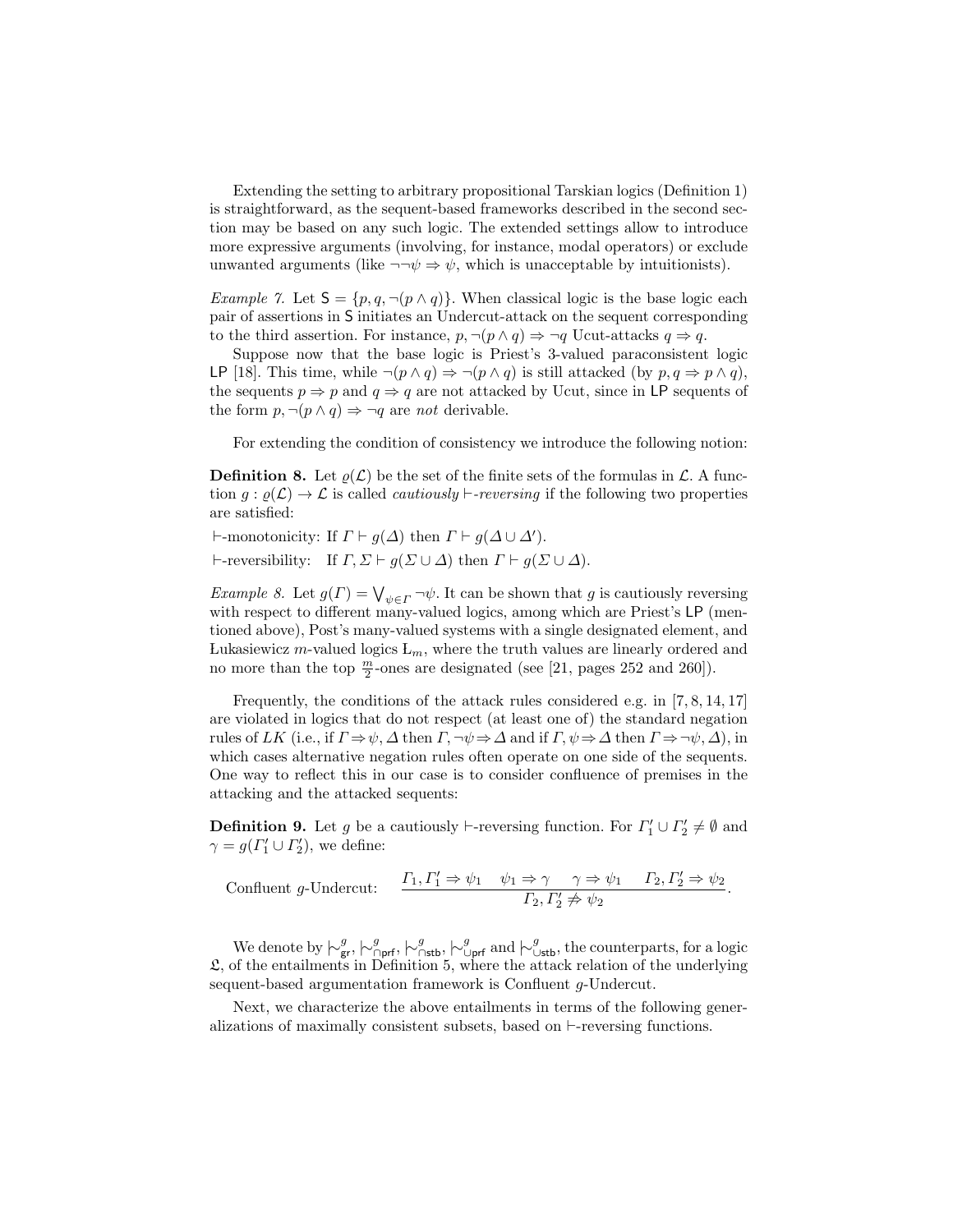Extending the setting to arbitrary propositional Tarskian logics (Definition 1) is straightforward, as the sequent-based frameworks described in the second section may be based on any such logic. The extended settings allow to introduce more expressive arguments (involving, for instance, modal operators) or exclude unwanted arguments (like $\neg\neg\psi \Rightarrow \psi$, which is unacceptable by intuitionists).

*Example 7.* Let $\mathsf{S} = \{p, q, \neg(p \wedge q)\}$. When classical logic is the base logic each pair of assertions in $\mathsf{S}$ initiates an Undercut-attack on the sequent corresponding to the third assertion. For instance, $p, \neg(p \wedge q) \Rightarrow \neg q$ Ucut-attacks $q \Rightarrow q$.

Suppose now that the base logic is Priest's 3-valued paraconsistent logic $\mathsf{LP}$ [18]. This time, while $\neg(p \wedge q) \Rightarrow \neg(p \wedge q)$ is still attacked (by $p, q \Rightarrow p \wedge q$), the sequents $p \Rightarrow p$ and $q \Rightarrow q$ are not attacked by Ucut, since in $\mathsf{LP}$ sequents of the form $p, \neg(p \wedge q) \Rightarrow \neg q$ are *not* derivable.

For extending the condition of consistency we introduce the following notion:

**Definition 8.** Let $\varrho(\mathcal{L})$ be the set of the finite sets of the formulas in $\mathcal{L}$. A function $g : \varrho(\mathcal{L}) \to \mathcal{L}$ is called *cautiously* $\vdash$*-reversing* if the following two properties are satisfied:

$\vdash$-monotonicity: If $\Gamma \vdash g(\Delta)$ then $\Gamma \vdash g(\Delta \cup \Delta')$.

$\vdash$-reversibility: If $\Gamma, \Sigma \vdash g(\Sigma \cup \Delta)$ then $\Gamma \vdash g(\Sigma \cup \Delta)$.

*Example 8.* Let $g(\Gamma) = \bigvee_{\psi \in \Gamma} \neg\psi$. It can be shown that $g$ is cautiously reversing with respect to different many-valued logics, among which are Priest's $\mathsf{LP}$ (mentioned above), Post's many-valued systems with a single designated element, and Łukasiewicz $m$-valued logics $\text{Ł}_m$, where the truth values are linearly ordered and no more than the top $\frac{m}{2}$-ones are designated (see [21, pages 252 and 260]).

Frequently, the conditions of the attack rules considered e.g. in [7, 8, 14, 17] are violated in logics that do not respect (at least one of) the standard negation rules of $LK$ (i.e., if $\Gamma \Rightarrow \psi, \Delta$ then $\Gamma, \neg\psi \Rightarrow \Delta$ and if $\Gamma, \psi \Rightarrow \Delta$ then $\Gamma \Rightarrow \neg\psi, \Delta$), in which cases alternative negation rules often operate on one side of the sequents. One way to reflect this in our case is to consider confluence of premises in the attacking and the attacked sequents:

**Definition 9.** Let $g$ be a cautiously $\vdash$-reversing function. For $\Gamma_1' \cup \Gamma_2' \neq \emptyset$ and $\gamma = g(\Gamma_1' \cup \Gamma_2')$, we define:

$$\text{Confluent } g\text{-Undercut:} \quad \frac{\Gamma_1, \Gamma_1' \Rightarrow \psi_1 \quad \psi_1 \Rightarrow \gamma \quad \gamma \Rightarrow \psi_1 \quad \Gamma_2, \Gamma_2' \Rightarrow \psi_2}{\Gamma_2, \Gamma_2' \not\Rightarrow \psi_2}.$$

We denote by $\mathrel|\joinrel\sim^g_{\mathsf{gr}}$, $\mathrel|\joinrel\sim^g_{\cap\mathsf{prf}}$, $\mathrel|\joinrel\sim^g_{\cap\mathsf{stb}}$, $\mathrel|\joinrel\sim^g_{\cup\mathsf{prf}}$ and $\mathrel|\joinrel\sim^g_{\cup\mathsf{stb}}$, the counterparts, for a logic $\mathfrak{L}$, of the entailments in Definition 5, where the attack relation of the underlying sequent-based argumentation framework is Confluent $g$-Undercut.

Next, we characterize the above entailments in terms of the following generalizations of maximally consistent subsets, based on $\vdash$-reversing functions.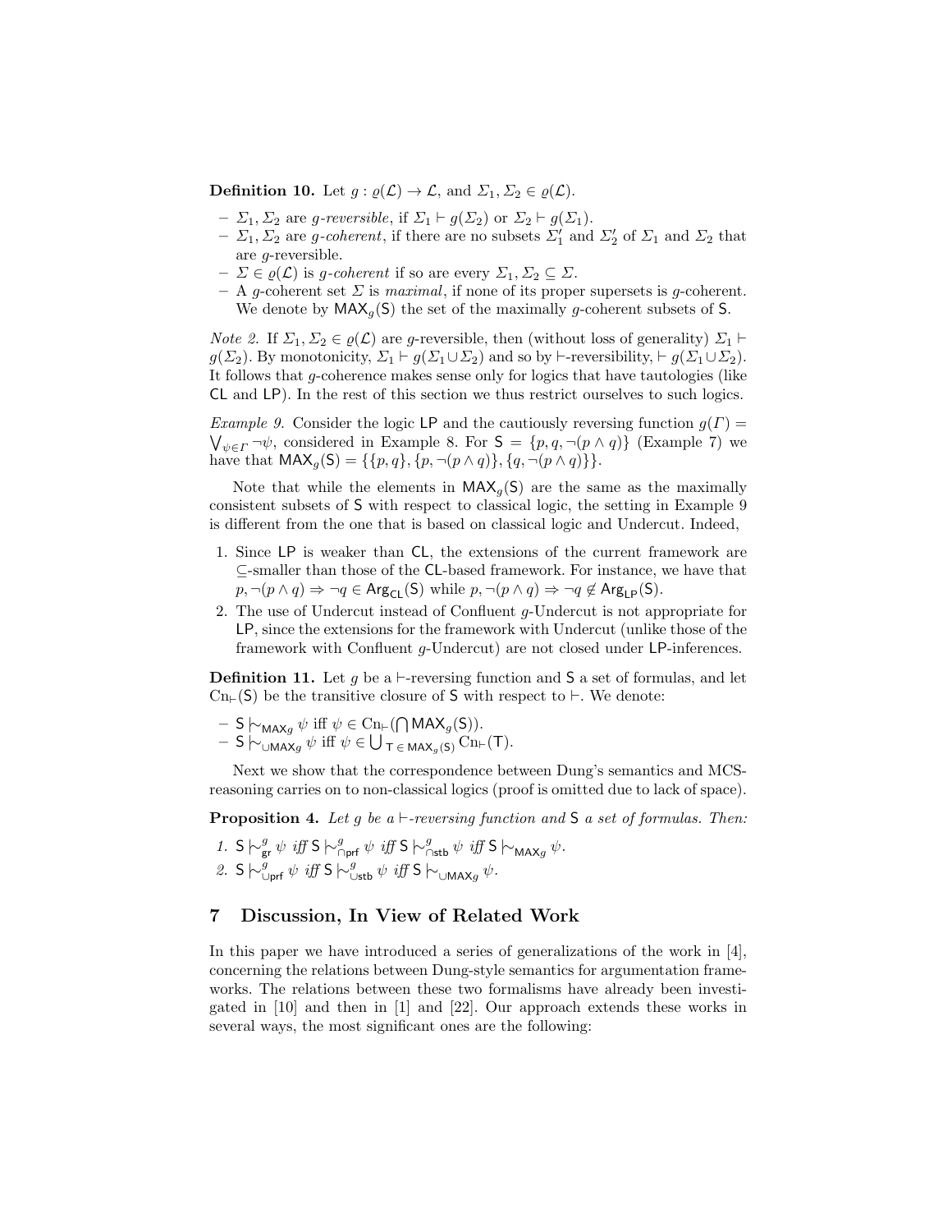**Definition 10.** Let $g : \wp(\mathcal{L}) \to \mathcal{L}$, and $\Sigma_1, \Sigma_2 \in \wp(\mathcal{L})$.

- $\Sigma_1, \Sigma_2$ are *g-reversible*, if $\Sigma_1 \vdash g(\Sigma_2)$ or $\Sigma_2 \vdash g(\Sigma_1)$.
- $\Sigma_1, \Sigma_2$ are *g-coherent*, if there are no subsets $\Sigma_1'$ and $\Sigma_2'$ of $\Sigma_1$ and $\Sigma_2$ that are $g$-reversible.
- $\Sigma \in \wp(\mathcal{L})$ is *g-coherent* if so are every $\Sigma_1, \Sigma_2 \subseteq \Sigma$.
- A $g$-coherent set $\Sigma$ is *maximal*, if none of its proper supersets is $g$-coherent. We denote by $\mathsf{MAX}_g(\mathsf{S})$ the set of the maximally $g$-coherent subsets of $\mathsf{S}$.

*Note 2.* If $\Sigma_1, \Sigma_2 \in \wp(\mathcal{L})$ are $g$-reversible, then (without loss of generality) $\Sigma_1 \vdash g(\Sigma_2)$. By monotonicity, $\Sigma_1 \vdash g(\Sigma_1 \cup \Sigma_2)$ and so by $\vdash$-reversibility, $\vdash g(\Sigma_1 \cup \Sigma_2)$. It follows that $g$-coherence makes sense only for logics that have tautologies (like $\mathsf{CL}$ and $\mathsf{LP}$). In the rest of this section we thus restrict ourselves to such logics.

*Example 9.* Consider the logic $\mathsf{LP}$ and the cautiously reversing function $g(\Gamma) = \bigvee_{\psi \in \Gamma} \neg\psi$, considered in Example 8. For $\mathsf{S} = \{p, q, \neg(p \wedge q)\}$ (Example 7) we have that $\mathsf{MAX}_g(\mathsf{S}) = \{\{p, q\}, \{p, \neg(p \wedge q)\}, \{q, \neg(p \wedge q)\}\}$.

Note that while the elements in $\mathsf{MAX}_g(\mathsf{S})$ are the same as the maximally consistent subsets of $\mathsf{S}$ with respect to classical logic, the setting in Example 9 is different from the one that is based on classical logic and Undercut. Indeed,

1. Since $\mathsf{LP}$ is weaker than $\mathsf{CL}$, the extensions of the current framework are $\subseteq$-smaller than those of the $\mathsf{CL}$-based framework. For instance, we have that $p, \neg(p \wedge q) \Rightarrow \neg q \in \mathsf{Arg}_{\mathsf{CL}}(\mathsf{S})$ while $p, \neg(p \wedge q) \Rightarrow \neg q \notin \mathsf{Arg}_{\mathsf{LP}}(\mathsf{S})$.
2. The use of Undercut instead of Confluent $g$-Undercut is not appropriate for $\mathsf{LP}$, since the extensions for the framework with Undercut (unlike those of the framework with Confluent $g$-Undercut) are not closed under $\mathsf{LP}$-inferences.

**Definition 11.** Let $g$ be a $\vdash$-reversing function and $\mathsf{S}$ a set of formulas, and let $\mathrm{Cn}_{\vdash}(\mathsf{S})$ be the transitive closure of $\mathsf{S}$ with respect to $\vdash$. We denote:

- $\mathsf{S} \mid\!\sim_{\mathsf{MAX}_g} \psi$ iff $\psi \in \mathrm{Cn}_{\vdash}(\bigcap \mathsf{MAX}_g(\mathsf{S}))$.
- $\mathsf{S} \mid\!\sim_{\cup\mathsf{MAX}_g} \psi$ iff $\psi \in \bigcup_{\mathsf{T} \in \mathsf{MAX}_g(\mathsf{S})} \mathrm{Cn}_{\vdash}(\mathsf{T})$.

Next we show that the correspondence between Dung's semantics and MCS-reasoning carries on to non-classical logics (proof is omitted due to lack of space).

**Proposition 4.** *Let $g$ be a $\vdash$-reversing function and $\mathsf{S}$ a set of formulas. Then:*

1. $\mathsf{S} \mid\!\sim^g_{\mathsf{gr}} \psi$ *iff* $\mathsf{S} \mid\!\sim^g_{\cap\mathsf{prf}} \psi$ *iff* $\mathsf{S} \mid\!\sim^g_{\cap\mathsf{stb}} \psi$ *iff* $\mathsf{S} \mid\!\sim_{\mathsf{MAX}_g} \psi$.
2. $\mathsf{S} \mid\!\sim^g_{\cup\mathsf{prf}} \psi$ *iff* $\mathsf{S} \mid\!\sim^g_{\cup\mathsf{stb}} \psi$ *iff* $\mathsf{S} \mid\!\sim_{\cup\mathsf{MAX}_g} \psi$.

## 7 Discussion, In View of Related Work

In this paper we have introduced a series of generalizations of the work in [4], concerning the relations between Dung-style semantics for argumentation frameworks. The relations between these two formalisms have already been investigated in [10] and then in [1] and [22]. Our approach extends these works in several ways, the most significant ones are the following: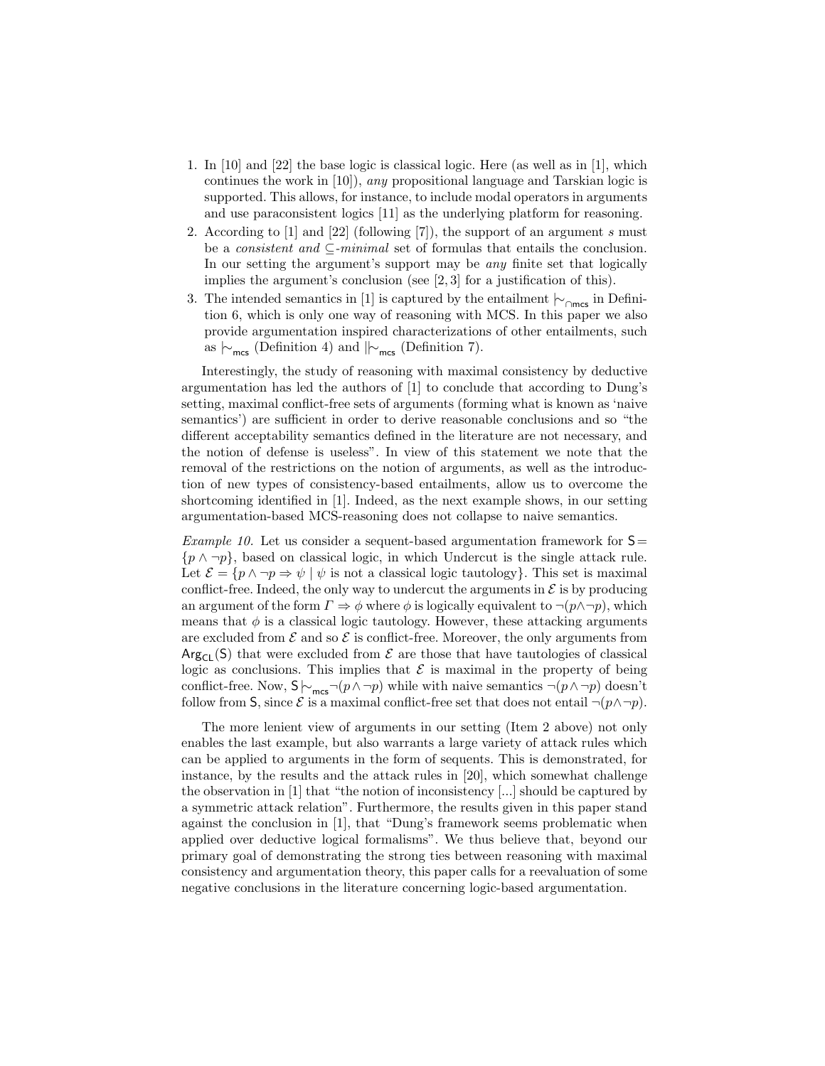1. In [10] and [22] the base logic is classical logic. Here (as well as in [1], which continues the work in [10]), *any* propositional language and Tarskian logic is supported. This allows, for instance, to include modal operators in arguments and use paraconsistent logics [11] as the underlying platform for reasoning.
2. According to [1] and [22] (following [7]), the support of an argument $s$ must be a *consistent and $\subseteq$-minimal* set of formulas that entails the conclusion. In our setting the argument's support may be *any* finite set that logically implies the argument's conclusion (see [2, 3] for a justification of this).
3. The intended semantics in [1] is captured by the entailment $\mathrel{|\!\sim}_{\cap\mathsf{mcs}}$ in Definition 6, which is only one way of reasoning with MCS. In this paper we also provide argumentation inspired characterizations of other entailments, such as $\mathrel{|\!\sim}_{\mathsf{mcs}}$ (Definition 4) and $\mathrel{|\!|\!\sim}_{\mathsf{mcs}}$ (Definition 7).

Interestingly, the study of reasoning with maximal consistency by deductive argumentation has led the authors of [1] to conclude that according to Dung's setting, maximal conflict-free sets of arguments (forming what is known as 'naive semantics') are sufficient in order to derive reasonable conclusions and so "the different acceptability semantics defined in the literature are not necessary, and the notion of defense is useless". In view of this statement we note that the removal of the restrictions on the notion of arguments, as well as the introduction of new types of consistency-based entailments, allow us to overcome the shortcoming identified in [1]. Indeed, as the next example shows, in our setting argumentation-based MCS-reasoning does not collapse to naive semantics.

*Example 10.* Let us consider a sequent-based argumentation framework for $\mathsf{S} = \{p \wedge \neg p\}$, based on classical logic, in which Undercut is the single attack rule. Let $\mathcal{E} = \{p \wedge \neg p \Rightarrow \psi \mid \psi \text{ is not a classical logic tautology}\}$. This set is maximal conflict-free. Indeed, the only way to undercut the arguments in $\mathcal{E}$ is by producing an argument of the form $\Gamma \Rightarrow \phi$ where $\phi$ is logically equivalent to $\neg(p \wedge \neg p)$, which means that $\phi$ is a classical logic tautology. However, these attacking arguments are excluded from $\mathcal{E}$ and so $\mathcal{E}$ is conflict-free. Moreover, the only arguments from $\mathsf{Arg}_{\mathsf{CL}}(\mathsf{S})$ that were excluded from $\mathcal{E}$ are those that have tautologies of classical logic as conclusions. This implies that $\mathcal{E}$ is maximal in the property of being conflict-free. Now, $\mathsf{S} \mathrel{|\!\sim}_{\mathsf{mcs}} \neg(p \wedge \neg p)$ while with naive semantics $\neg(p \wedge \neg p)$ doesn't follow from $\mathsf{S}$, since $\mathcal{E}$ is a maximal conflict-free set that does not entail $\neg(p \wedge \neg p)$.

The more lenient view of arguments in our setting (Item 2 above) not only enables the last example, but also warrants a large variety of attack rules which can be applied to arguments in the form of sequents. This is demonstrated, for instance, by the results and the attack rules in [20], which somewhat challenge the observation in [1] that "the notion of inconsistency [...] should be captured by a symmetric attack relation". Furthermore, the results given in this paper stand against the conclusion in [1], that "Dung's framework seems problematic when applied over deductive logical formalisms". We thus believe that, beyond our primary goal of demonstrating the strong ties between reasoning with maximal consistency and argumentation theory, this paper calls for a reevaluation of some negative conclusions in the literature concerning logic-based argumentation.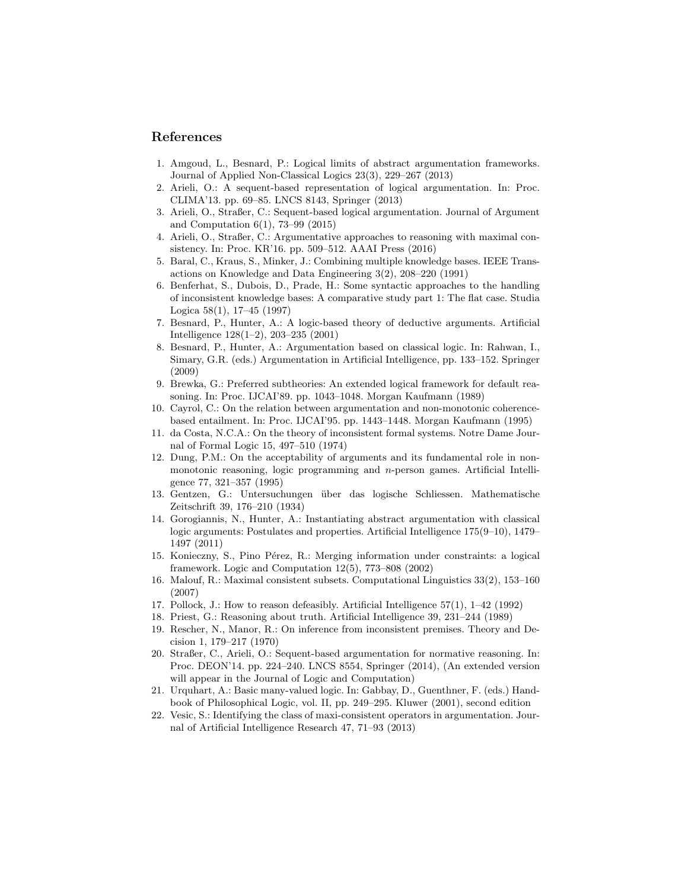## References

1. Amgoud, L., Besnard, P.: Logical limits of abstract argumentation frameworks. Journal of Applied Non-Classical Logics 23(3), 229–267 (2013)
2. Arieli, O.: A sequent-based representation of logical argumentation. In: Proc. CLIMA'13. pp. 69–85. LNCS 8143, Springer (2013)
3. Arieli, O., Straßer, C.: Sequent-based logical argumentation. Journal of Argument and Computation 6(1), 73–99 (2015)
4. Arieli, O., Straßer, C.: Argumentative approaches to reasoning with maximal consistency. In: Proc. KR'16. pp. 509–512. AAAI Press (2016)
5. Baral, C., Kraus, S., Minker, J.: Combining multiple knowledge bases. IEEE Transactions on Knowledge and Data Engineering 3(2), 208–220 (1991)
6. Benferhat, S., Dubois, D., Prade, H.: Some syntactic approaches to the handling of inconsistent knowledge bases: A comparative study part 1: The flat case. Studia Logica 58(1), 17–45 (1997)
7. Besnard, P., Hunter, A.: A logic-based theory of deductive arguments. Artificial Intelligence 128(1–2), 203–235 (2001)
8. Besnard, P., Hunter, A.: Argumentation based on classical logic. In: Rahwan, I., Simary, G.R. (eds.) Argumentation in Artificial Intelligence, pp. 133–152. Springer (2009)
9. Brewka, G.: Preferred subtheories: An extended logical framework for default reasoning. In: Proc. IJCAI'89. pp. 1043–1048. Morgan Kaufmann (1989)
10. Cayrol, C.: On the relation between argumentation and non-monotonic coherence-based entailment. In: Proc. IJCAI'95. pp. 1443–1448. Morgan Kaufmann (1995)
11. da Costa, N.C.A.: On the theory of inconsistent formal systems. Notre Dame Journal of Formal Logic 15, 497–510 (1974)
12. Dung, P.M.: On the acceptability of arguments and its fundamental role in non-monotonic reasoning, logic programming and $n$-person games. Artificial Intelligence 77, 321–357 (1995)
13. Gentzen, G.: Untersuchungen über das logische Schliessen. Mathematische Zeitschrift 39, 176–210 (1934)
14. Gorogiannis, N., Hunter, A.: Instantiating abstract argumentation with classical logic arguments: Postulates and properties. Artificial Intelligence 175(9–10), 1479–1497 (2011)
15. Konieczny, S., Pino Pérez, R.: Merging information under constraints: a logical framework. Logic and Computation 12(5), 773–808 (2002)
16. Malouf, R.: Maximal consistent subsets. Computational Linguistics 33(2), 153–160 (2007)
17. Pollock, J.: How to reason defeasibly. Artificial Intelligence 57(1), 1–42 (1992)
18. Priest, G.: Reasoning about truth. Artificial Intelligence 39, 231–244 (1989)
19. Rescher, N., Manor, R.: On inference from inconsistent premises. Theory and Decision 1, 179–217 (1970)
20. Straßer, C., Arieli, O.: Sequent-based argumentation for normative reasoning. In: Proc. DEON'14. pp. 224–240. LNCS 8554, Springer (2014), (An extended version will appear in the Journal of Logic and Computation)
21. Urquhart, A.: Basic many-valued logic. In: Gabbay, D., Guenthner, F. (eds.) Handbook of Philosophical Logic, vol. II, pp. 249–295. Kluwer (2001), second edition
22. Vesic, S.: Identifying the class of maxi-consistent operators in argumentation. Journal of Artificial Intelligence Research 47, 71–93 (2013)